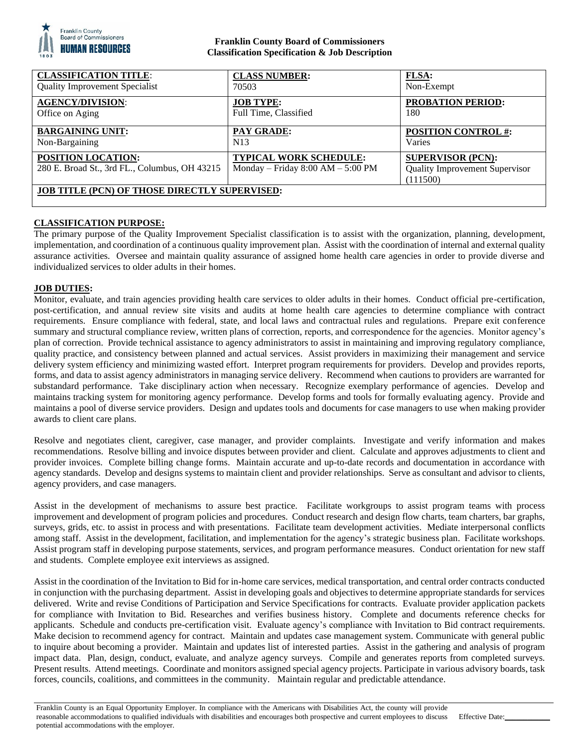**Franklin County Board of Commissioners**
**Classification Specification & Job Description**

| **CLASSIFICATION TITLE**: | **CLASS NUMBER:** | **FLSA:** |
|---|---|---|
| Quality Improvement Specialist | 70503 | Non-Exempt |
| **AGENCY/DIVISION**: | **JOB TYPE:** | **PROBATION PERIOD:** |
| Office on Aging | Full Time, Classified | 180 |
| **BARGAINING UNIT:** | **PAY GRADE:** | **POSITION CONTROL #:** |
| Non-Bargaining | N13 | Varies |
| **POSITION LOCATION:** | **TYPICAL WORK SCHEDULE:** | **SUPERVISOR (PCN):** |
| 280 E. Broad St., 3rd FL., Columbus, OH 43215 | Monday – Friday 8:00 AM – 5:00 PM | Quality Improvement Supervisor (111500) |
| **JOB TITLE (PCN) OF THOSE DIRECTLY SUPERVISED:** | | |

## CLASSIFICATION PURPOSE:

The primary purpose of the Quality Improvement Specialist classification is to assist with the organization, planning, development, implementation, and coordination of a continuous quality improvement plan. Assist with the coordination of internal and external quality assurance activities. Oversee and maintain quality assurance of assigned home health care agencies in order to provide diverse and individualized services to older adults in their homes.

## JOB DUTIES:

Monitor, evaluate, and train agencies providing health care services to older adults in their homes. Conduct official pre-certification, post-certification, and annual review site visits and audits at home health care agencies to determine compliance with contract requirements. Ensure compliance with federal, state, and local laws and contractual rules and regulations. Prepare exit conference summary and structural compliance review, written plans of correction, reports, and correspondence for the agencies. Monitor agency's plan of correction. Provide technical assistance to agency administrators to assist in maintaining and improving regulatory compliance, quality practice, and consistency between planned and actual services. Assist providers in maximizing their management and service delivery system efficiency and minimizing wasted effort. Interpret program requirements for providers. Develop and provides reports, forms, and data to assist agency administrators in managing service delivery. Recommend when cautions to providers are warranted for substandard performance. Take disciplinary action when necessary. Recognize exemplary performance of agencies. Develop and maintains tracking system for monitoring agency performance. Develop forms and tools for formally evaluating agency. Provide and maintains a pool of diverse service providers. Design and updates tools and documents for case managers to use when making provider awards to client care plans.

Resolve and negotiates client, caregiver, case manager, and provider complaints. Investigate and verify information and makes recommendations. Resolve billing and invoice disputes between provider and client. Calculate and approves adjustments to client and provider invoices. Complete billing change forms. Maintain accurate and up-to-date records and documentation in accordance with agency standards. Develop and designs systems to maintain client and provider relationships. Serve as consultant and advisor to clients, agency providers, and case managers.

Assist in the development of mechanisms to assure best practice. Facilitate workgroups to assist program teams with process improvement and development of program policies and procedures. Conduct research and design flow charts, team charters, bar graphs, surveys, grids, etc. to assist in process and with presentations. Facilitate team development activities. Mediate interpersonal conflicts among staff. Assist in the development, facilitation, and implementation for the agency's strategic business plan. Facilitate workshops. Assist program staff in developing purpose statements, services, and program performance measures. Conduct orientation for new staff and students. Complete employee exit interviews as assigned.

Assist in the coordination of the Invitation to Bid for in-home care services, medical transportation, and central order contracts conducted in conjunction with the purchasing department. Assist in developing goals and objectives to determine appropriate standards for services delivered. Write and revise Conditions of Participation and Service Specifications for contracts. Evaluate provider application packets for compliance with Invitation to Bid. Researches and verifies business history. Complete and documents reference checks for applicants. Schedule and conducts pre-certification visit. Evaluate agency's compliance with Invitation to Bid contract requirements. Make decision to recommend agency for contract. Maintain and updates case management system. Communicate with general public to inquire about becoming a provider. Maintain and updates list of interested parties. Assist in the gathering and analysis of program impact data. Plan, design, conduct, evaluate, and analyze agency surveys. Compile and generates reports from completed surveys. Present results. Attend meetings. Coordinate and monitors assigned special agency projects. Participate in various advisory boards, task forces, councils, coalitions, and committees in the community. Maintain regular and predictable attendance.

Franklin County is an Equal Opportunity Employer. In compliance with the Americans with Disabilities Act, the county will provide reasonable accommodations to qualified individuals with disabilities and encourages both prospective and current employees to discuss potential accommodations with the employer. Effective Date:\_\_\_\_\_\_\_\_\_\_\_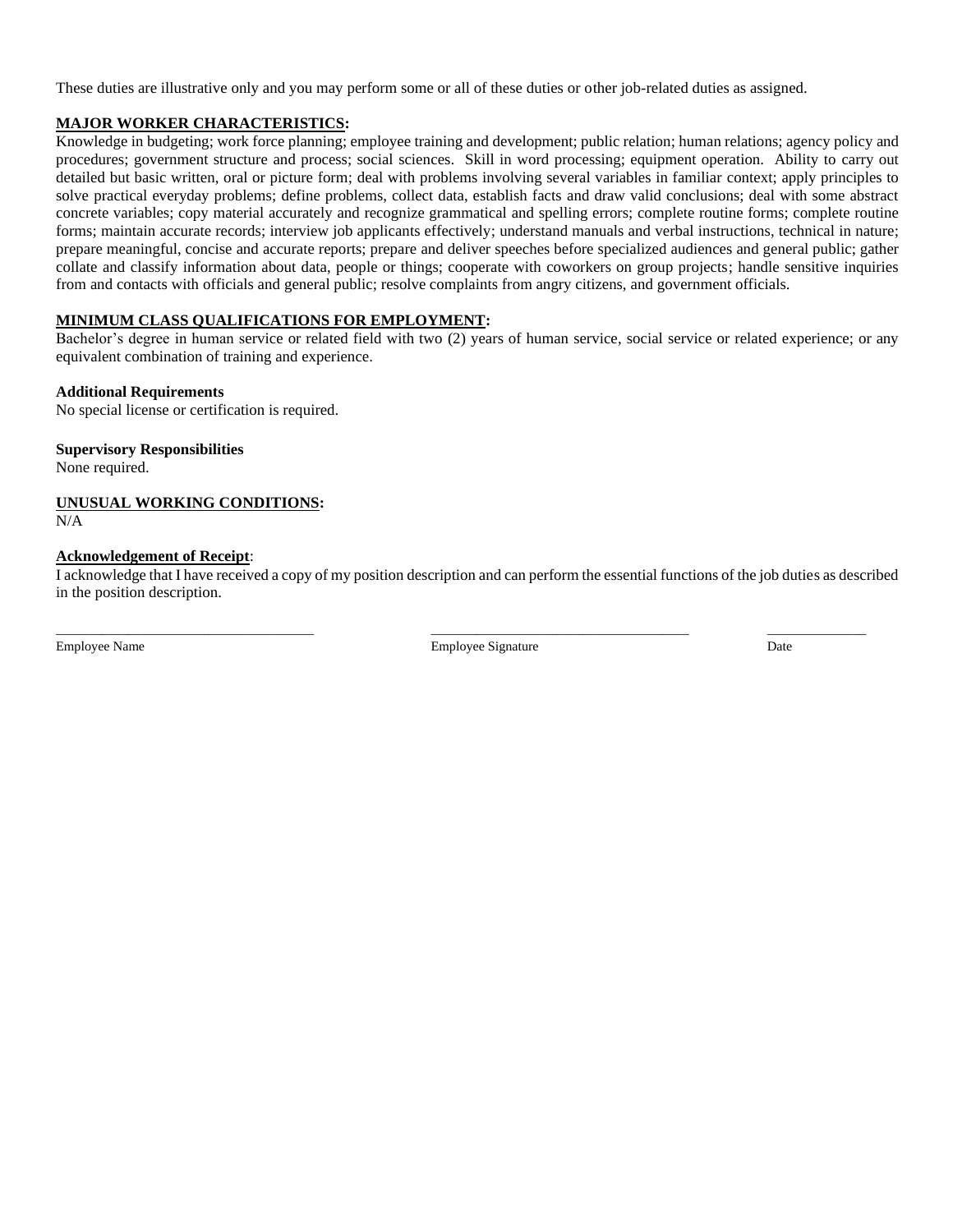These duties are illustrative only and you may perform some or all of these duties or other job-related duties as assigned.

**MAJOR WORKER CHARACTERISTICS:**

Knowledge in budgeting; work force planning; employee training and development; public relation; human relations; agency policy and procedures; government structure and process; social sciences. Skill in word processing; equipment operation. Ability to carry out detailed but basic written, oral or picture form; deal with problems involving several variables in familiar context; apply principles to solve practical everyday problems; define problems, collect data, establish facts and draw valid conclusions; deal with some abstract concrete variables; copy material accurately and recognize grammatical and spelling errors; complete routine forms; complete routine forms; maintain accurate records; interview job applicants effectively; understand manuals and verbal instructions, technical in nature; prepare meaningful, concise and accurate reports; prepare and deliver speeches before specialized audiences and general public; gather collate and classify information about data, people or things; cooperate with coworkers on group projects; handle sensitive inquiries from and contacts with officials and general public; resolve complaints from angry citizens, and government officials.

**MINIMUM CLASS QUALIFICATIONS FOR EMPLOYMENT:**

Bachelor's degree in human service or related field with two (2) years of human service, social service or related experience; or any equivalent combination of training and experience.

**Additional Requirements**

No special license or certification is required.

**Supervisory Responsibilities**

None required.

**UNUSUAL WORKING CONDITIONS:**

N/A

**Acknowledgement of Receipt**:

I acknowledge that I have received a copy of my position description and can perform the essential functions of the job duties as described in the position description.

| | | |
|---|---|---|
| ______________________________ | ______________________________ | ____________ |
| Employee Name | Employee Signature | Date |